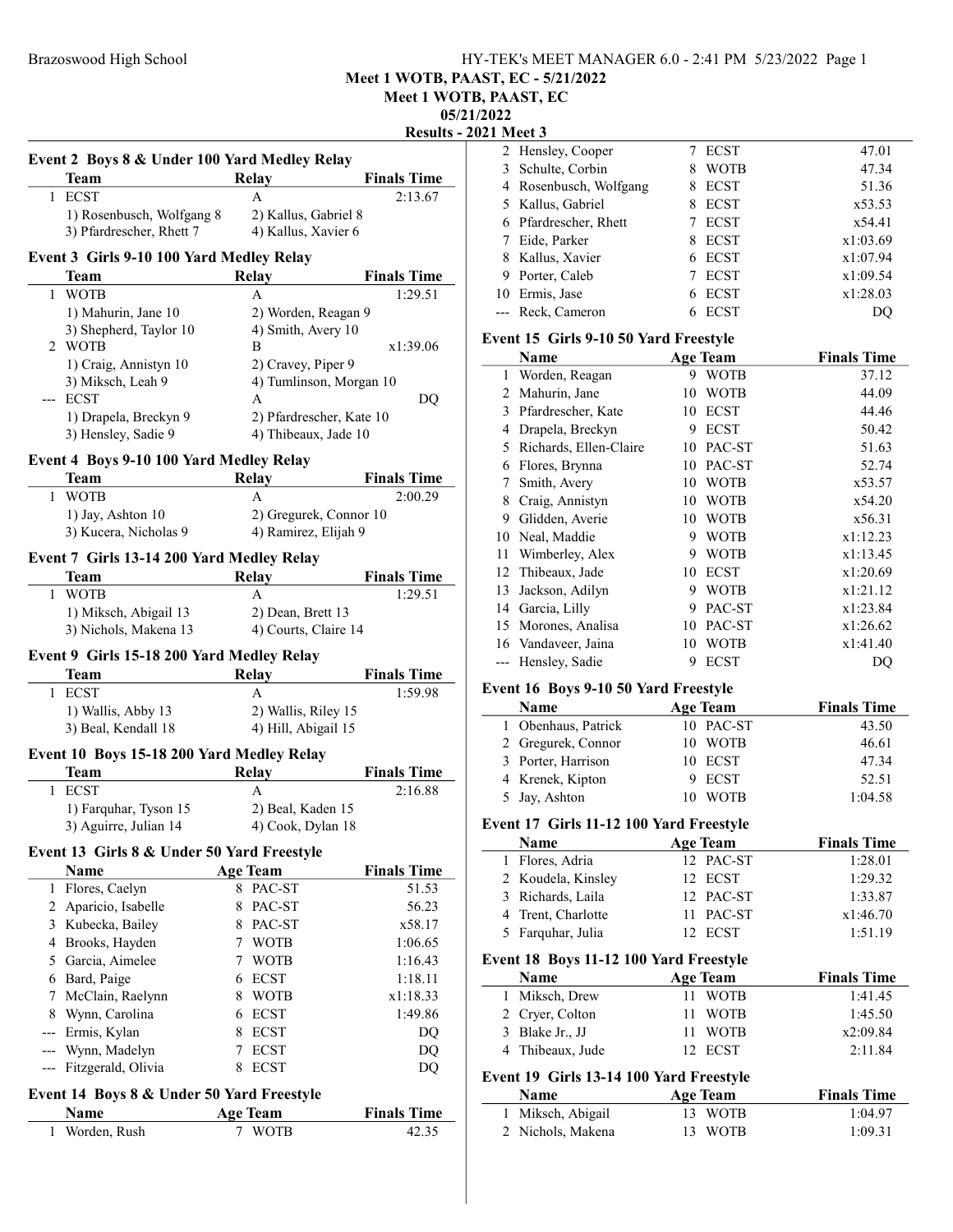Meet 1 WOTB, PAAST, EC - 5/21/2022

Meet 1 WOTB, PAAST, EC

05/21/2022

**Results - 2021 Meet 3**

### Event 2 Boys 8 & Under 100 Yard Medley Relay

| | Team | Relay | Finals Time |
|---|---|---|---|
| 1 | ECST | A | 2:13.67 |
| | 1) Rosenbusch, Wolfgang 8 | 2) Kallus, Gabriel 8 | |
| | 3) Pfardrescher, Rhett 7 | 4) Kallus, Xavier 6 | |

### Event 3 Girls 9-10 100 Yard Medley Relay

| | Team | Relay | Finals Time |
|---|---|---|---|
| 1 | WOTB | A | 1:29.51 |
| | 1) Mahurin, Jane 10 | 2) Worden, Reagan 9 | |
| | 3) Shepherd, Taylor 10 | 4) Smith, Avery 10 | |
| 2 | WOTB | B | x1:39.06 |
| | 1) Craig, Annistyn 10 | 2) Cravey, Piper 9 | |
| | 3) Miksch, Leah 9 | 4) Tumlinson, Morgan 10 | |
| --- | ECST | A | DQ |
| | 1) Drapela, Breckyn 9 | 2) Pfardrescher, Kate 10 | |
| | 3) Hensley, Sadie 9 | 4) Thibeaux, Jade 10 | |

### Event 4 Boys 9-10 100 Yard Medley Relay

| | Team | Relay | Finals Time |
|---|---|---|---|
| 1 | WOTB | A | 2:00.29 |
| | 1) Jay, Ashton 10 | 2) Gregurek, Connor 10 | |
| | 3) Kucera, Nicholas 9 | 4) Ramirez, Elijah 9 | |

### Event 7 Girls 13-14 200 Yard Medley Relay

| | Team | Relay | Finals Time |
|---|---|---|---|
| 1 | WOTB | A | 1:29.51 |
| | 1) Miksch, Abigail 13 | 2) Dean, Brett 13 | |
| | 3) Nichols, Makena 13 | 4) Courts, Claire 14 | |

### Event 9 Girls 15-18 200 Yard Medley Relay

| | Team | Relay | Finals Time |
|---|---|---|---|
| 1 | ECST | A | 1:59.98 |
| | 1) Wallis, Abby 13 | 2) Wallis, Riley 15 | |
| | 3) Beal, Kendall 18 | 4) Hill, Abigail 15 | |

### Event 10 Boys 15-18 200 Yard Medley Relay

| | Team | Relay | Finals Time |
|---|---|---|---|
| 1 | ECST | A | 2:16.88 |
| | 1) Farquhar, Tyson 15 | 2) Beal, Kaden 15 | |
| | 3) Aguirre, Julian 14 | 4) Cook, Dylan 18 | |

### Event 13 Girls 8 & Under 50 Yard Freestyle

| | Name | Age | Team | Finals Time |
|---|---|---|---|---|
| 1 | Flores, Caelyn | 8 | PAC-ST | 51.53 |
| 2 | Aparicio, Isabelle | 8 | PAC-ST | 56.23 |
| 3 | Kubecka, Bailey | 8 | PAC-ST | x58.17 |
| 4 | Brooks, Hayden | 7 | WOTB | 1:06.65 |
| 5 | Garcia, Aimelee | 7 | WOTB | 1:16.43 |
| 6 | Bard, Paige | 6 | ECST | 1:18.11 |
| 7 | McClain, Raelynn | 8 | WOTB | x1:18.33 |
| 8 | Wynn, Carolina | 6 | ECST | 1:49.86 |
| --- | Ermis, Kylan | 8 | ECST | DQ |
| --- | Wynn, Madelyn | 7 | ECST | DQ |
| --- | Fitzgerald, Olivia | 8 | ECST | DQ |

### Event 14 Boys 8 & Under 50 Yard Freestyle

| | Name | Age | Team | Finals Time |
|---|---|---|---|---|
| 1 | Worden, Rush | 7 | WOTB | 42.35 |
| 2 | Hensley, Cooper | 7 | ECST | 47.01 |
| 3 | Schulte, Corbin | 8 | WOTB | 47.34 |
| 4 | Rosenbusch, Wolfgang | 8 | ECST | 51.36 |
| 5 | Kallus, Gabriel | 8 | ECST | x53.53 |
| 6 | Pfardrescher, Rhett | 7 | ECST | x54.41 |
| 7 | Eide, Parker | 8 | ECST | x1:03.69 |
| 8 | Kallus, Xavier | 6 | ECST | x1:07.94 |
| 9 | Porter, Caleb | 7 | ECST | x1:09.54 |
| 10 | Ermis, Jase | 6 | ECST | x1:28.03 |
| --- | Reck, Cameron | 6 | ECST | DQ |

### Event 15 Girls 9-10 50 Yard Freestyle

| | Name | Age | Team | Finals Time |
|---|---|---|---|---|
| 1 | Worden, Reagan | 9 | WOTB | 37.12 |
| 2 | Mahurin, Jane | 10 | WOTB | 44.09 |
| 3 | Pfardrescher, Kate | 10 | ECST | 44.46 |
| 4 | Drapela, Breckyn | 9 | ECST | 50.42 |
| 5 | Richards, Ellen-Claire | 10 | PAC-ST | 51.63 |
| 6 | Flores, Brynna | 10 | PAC-ST | 52.74 |
| 7 | Smith, Avery | 10 | WOTB | x53.57 |
| 8 | Craig, Annistyn | 10 | WOTB | x54.20 |
| 9 | Glidden, Averie | 10 | WOTB | x56.31 |
| 10 | Neal, Maddie | 9 | WOTB | x1:12.23 |
| 11 | Wimberley, Alex | 9 | WOTB | x1:13.45 |
| 12 | Thibeaux, Jade | 10 | ECST | x1:20.69 |
| 13 | Jackson, Adilyn | 9 | WOTB | x1:21.12 |
| 14 | Garcia, Lilly | 9 | PAC-ST | x1:23.84 |
| 15 | Morones, Analisa | 10 | PAC-ST | x1:26.62 |
| 16 | Vandaveer, Jaina | 10 | WOTB | x1:41.40 |
| --- | Hensley, Sadie | 9 | ECST | DQ |

### Event 16 Boys 9-10 50 Yard Freestyle

| | Name | Age | Team | Finals Time |
|---|---|---|---|---|
| 1 | Obenhaus, Patrick | 10 | PAC-ST | 43.50 |
| 2 | Gregurek, Connor | 10 | WOTB | 46.61 |
| 3 | Porter, Harrison | 10 | ECST | 47.34 |
| 4 | Krenek, Kipton | 9 | ECST | 52.51 |
| 5 | Jay, Ashton | 10 | WOTB | 1:04.58 |

### Event 17 Girls 11-12 100 Yard Freestyle

| | Name | Age | Team | Finals Time |
|---|---|---|---|---|
| 1 | Flores, Adria | 12 | PAC-ST | 1:28.01 |
| 2 | Koudela, Kinsley | 12 | ECST | 1:29.32 |
| 3 | Richards, Laila | 12 | PAC-ST | 1:33.87 |
| 4 | Trent, Charlotte | 11 | PAC-ST | x1:46.70 |
| 5 | Farquhar, Julia | 12 | ECST | 1:51.19 |

### Event 18 Boys 11-12 100 Yard Freestyle

| | Name | Age | Team | Finals Time |
|---|---|---|---|---|
| 1 | Miksch, Drew | 11 | WOTB | 1:41.45 |
| 2 | Cryer, Colton | 11 | WOTB | 1:45.50 |
| 3 | Blake Jr., JJ | 11 | WOTB | x2:09.84 |
| 4 | Thibeaux, Jude | 12 | ECST | 2:11.84 |

### Event 19 Girls 13-14 100 Yard Freestyle

| | Name | Age | Team | Finals Time |
|---|---|---|---|---|
| 1 | Miksch, Abigail | 13 | WOTB | 1:04.97 |
| 2 | Nichols, Makena | 13 | WOTB | 1:09.31 |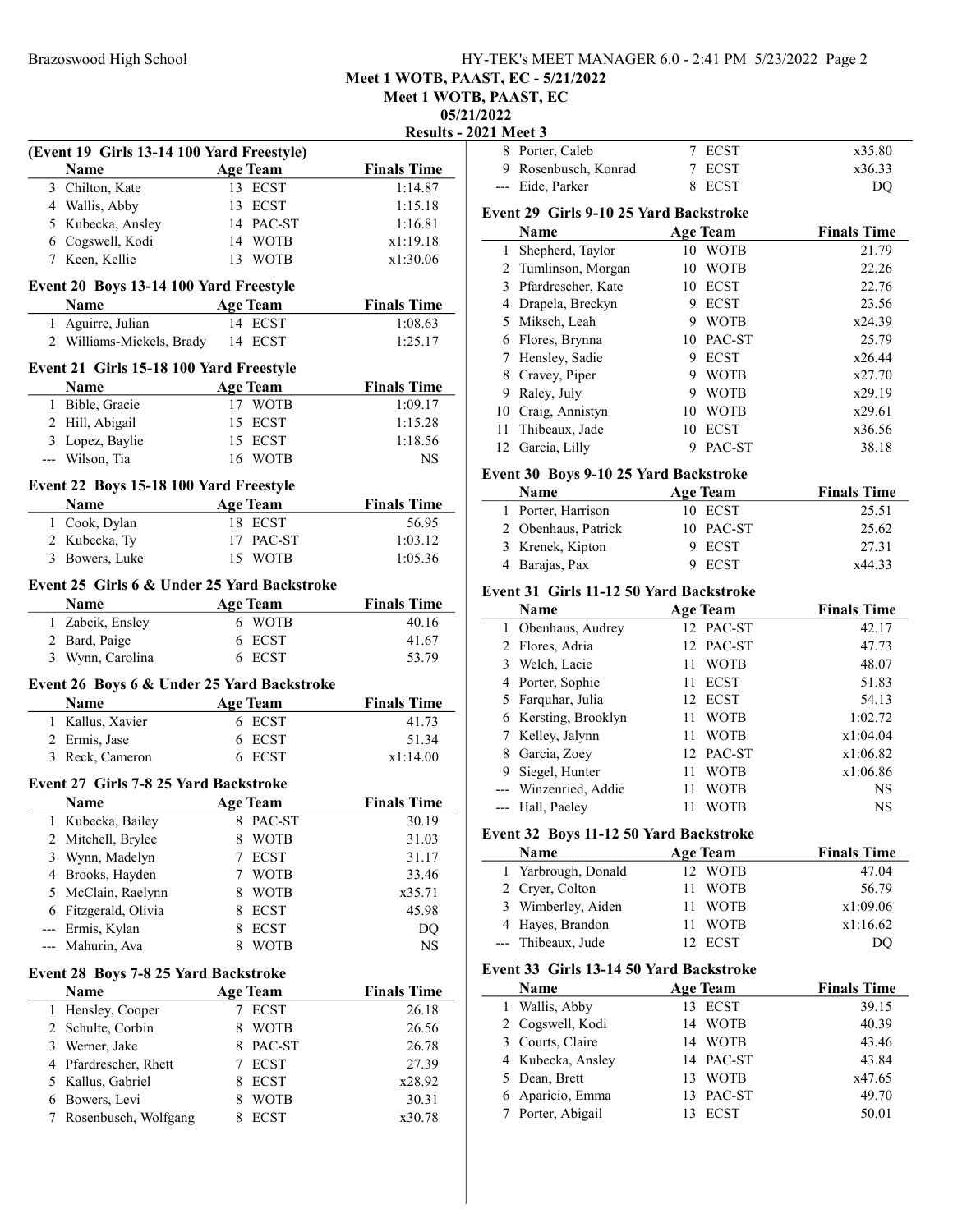## Meet 1 WOTB, PAAST, EC - 5/21/2022
## Meet 1 WOTB, PAAST, EC
## 05/21/2022
## Results - 2021 Meet 3

### (Event 19 Girls 13-14 100 Yard Freestyle)

| | Name | Age | Team | Finals Time |
|---|---|---|---|---|
| 3 | Chilton, Kate | 13 | ECST | 1:14.87 |
| 4 | Wallis, Abby | 13 | ECST | 1:15.18 |
| 5 | Kubecka, Ansley | 14 | PAC-ST | 1:16.81 |
| 6 | Cogswell, Kodi | 14 | WOTB | x1:19.18 |
| 7 | Keen, Kellie | 13 | WOTB | x1:30.06 |

### Event 20 Boys 13-14 100 Yard Freestyle

| | Name | Age | Team | Finals Time |
|---|---|---|---|---|
| 1 | Aguirre, Julian | 14 | ECST | 1:08.63 |
| 2 | Williams-Mickels, Brady | 14 | ECST | 1:25.17 |

### Event 21 Girls 15-18 100 Yard Freestyle

| | Name | Age | Team | Finals Time |
|---|---|---|---|---|
| 1 | Bible, Gracie | 17 | WOTB | 1:09.17 |
| 2 | Hill, Abigail | 15 | ECST | 1:15.28 |
| 3 | Lopez, Baylie | 15 | ECST | 1:18.56 |
| --- | Wilson, Tia | 16 | WOTB | NS |

### Event 22 Boys 15-18 100 Yard Freestyle

| | Name | Age | Team | Finals Time |
|---|---|---|---|---|
| 1 | Cook, Dylan | 18 | ECST | 56.95 |
| 2 | Kubecka, Ty | 17 | PAC-ST | 1:03.12 |
| 3 | Bowers, Luke | 15 | WOTB | 1:05.36 |

### Event 25 Girls 6 & Under 25 Yard Backstroke

| | Name | Age | Team | Finals Time |
|---|---|---|---|---|
| 1 | Zabcik, Ensley | 6 | WOTB | 40.16 |
| 2 | Bard, Paige | 6 | ECST | 41.67 |
| 3 | Wynn, Carolina | 6 | ECST | 53.79 |

### Event 26 Boys 6 & Under 25 Yard Backstroke

| | Name | Age | Team | Finals Time |
|---|---|---|---|---|
| 1 | Kallus, Xavier | 6 | ECST | 41.73 |
| 2 | Ermis, Jase | 6 | ECST | 51.34 |
| 3 | Reck, Cameron | 6 | ECST | x1:14.00 |

### Event 27 Girls 7-8 25 Yard Backstroke

| | Name | Age | Team | Finals Time |
|---|---|---|---|---|
| 1 | Kubecka, Bailey | 8 | PAC-ST | 30.19 |
| 2 | Mitchell, Brylee | 8 | WOTB | 31.03 |
| 3 | Wynn, Madelyn | 7 | ECST | 31.17 |
| 4 | Brooks, Hayden | 7 | WOTB | 33.46 |
| 5 | McClain, Raelynn | 8 | WOTB | x35.71 |
| 6 | Fitzgerald, Olivia | 8 | ECST | 45.98 |
| --- | Ermis, Kylan | 8 | ECST | DQ |
| --- | Mahurin, Ava | 8 | WOTB | NS |

### Event 28 Boys 7-8 25 Yard Backstroke

| | Name | Age | Team | Finals Time |
|---|---|---|---|---|
| 1 | Hensley, Cooper | 7 | ECST | 26.18 |
| 2 | Schulte, Corbin | 8 | WOTB | 26.56 |
| 3 | Werner, Jake | 8 | PAC-ST | 26.78 |
| 4 | Pfardrescher, Rhett | 7 | ECST | 27.39 |
| 5 | Kallus, Gabriel | 8 | ECST | x28.92 |
| 6 | Bowers, Levi | 8 | WOTB | 30.31 |
| 7 | Rosenbusch, Wolfgang | 8 | ECST | x30.78 |
| 8 | Porter, Caleb | 7 | ECST | x35.80 |
| 9 | Rosenbusch, Konrad | 7 | ECST | x36.33 |
| --- | Eide, Parker | 8 | ECST | DQ |

### Event 29 Girls 9-10 25 Yard Backstroke

| | Name | Age | Team | Finals Time |
|---|---|---|---|---|
| 1 | Shepherd, Taylor | 10 | WOTB | 21.79 |
| 2 | Tumlinson, Morgan | 10 | WOTB | 22.26 |
| 3 | Pfardrescher, Kate | 10 | ECST | 22.76 |
| 4 | Drapela, Breckyn | 9 | ECST | 23.56 |
| 5 | Miksch, Leah | 9 | WOTB | x24.39 |
| 6 | Flores, Brynna | 10 | PAC-ST | 25.79 |
| 7 | Hensley, Sadie | 9 | ECST | x26.44 |
| 8 | Cravey, Piper | 9 | WOTB | x27.70 |
| 9 | Raley, July | 9 | WOTB | x29.19 |
| 10 | Craig, Annistyn | 10 | WOTB | x29.61 |
| 11 | Thibeaux, Jade | 10 | ECST | x36.56 |
| 12 | Garcia, Lilly | 9 | PAC-ST | 38.18 |

### Event 30 Boys 9-10 25 Yard Backstroke

| | Name | Age | Team | Finals Time |
|---|---|---|---|---|
| 1 | Porter, Harrison | 10 | ECST | 25.51 |
| 2 | Obenhaus, Patrick | 10 | PAC-ST | 25.62 |
| 3 | Krenek, Kipton | 9 | ECST | 27.31 |
| 4 | Barajas, Pax | 9 | ECST | x44.33 |

### Event 31 Girls 11-12 50 Yard Backstroke

| | Name | Age | Team | Finals Time |
|---|---|---|---|---|
| 1 | Obenhaus, Audrey | 12 | PAC-ST | 42.17 |
| 2 | Flores, Adria | 12 | PAC-ST | 47.73 |
| 3 | Welch, Lacie | 11 | WOTB | 48.07 |
| 4 | Porter, Sophie | 11 | ECST | 51.83 |
| 5 | Farquhar, Julia | 12 | ECST | 54.13 |
| 6 | Kersting, Brooklyn | 11 | WOTB | 1:02.72 |
| 7 | Kelley, Jalynn | 11 | WOTB | x1:04.04 |
| 8 | Garcia, Zoey | 12 | PAC-ST | x1:06.82 |
| 9 | Siegel, Hunter | 11 | WOTB | x1:06.86 |
| --- | Winzenried, Addie | 11 | WOTB | NS |
| --- | Hall, Paeley | 11 | WOTB | NS |

### Event 32 Boys 11-12 50 Yard Backstroke

| | Name | Age | Team | Finals Time |
|---|---|---|---|---|
| 1 | Yarbrough, Donald | 12 | WOTB | 47.04 |
| 2 | Cryer, Colton | 11 | WOTB | 56.79 |
| 3 | Wimberley, Aiden | 11 | WOTB | x1:09.06 |
| 4 | Hayes, Brandon | 11 | WOTB | x1:16.62 |
| --- | Thibeaux, Jude | 12 | ECST | DQ |

### Event 33 Girls 13-14 50 Yard Backstroke

| | Name | Age | Team | Finals Time |
|---|---|---|---|---|
| 1 | Wallis, Abby | 13 | ECST | 39.15 |
| 2 | Cogswell, Kodi | 14 | WOTB | 40.39 |
| 3 | Courts, Claire | 14 | WOTB | 43.46 |
| 4 | Kubecka, Ansley | 14 | PAC-ST | 43.84 |
| 5 | Dean, Brett | 13 | WOTB | x47.65 |
| 6 | Aparicio, Emma | 13 | PAC-ST | 49.70 |
| 7 | Porter, Abigail | 13 | ECST | 50.01 |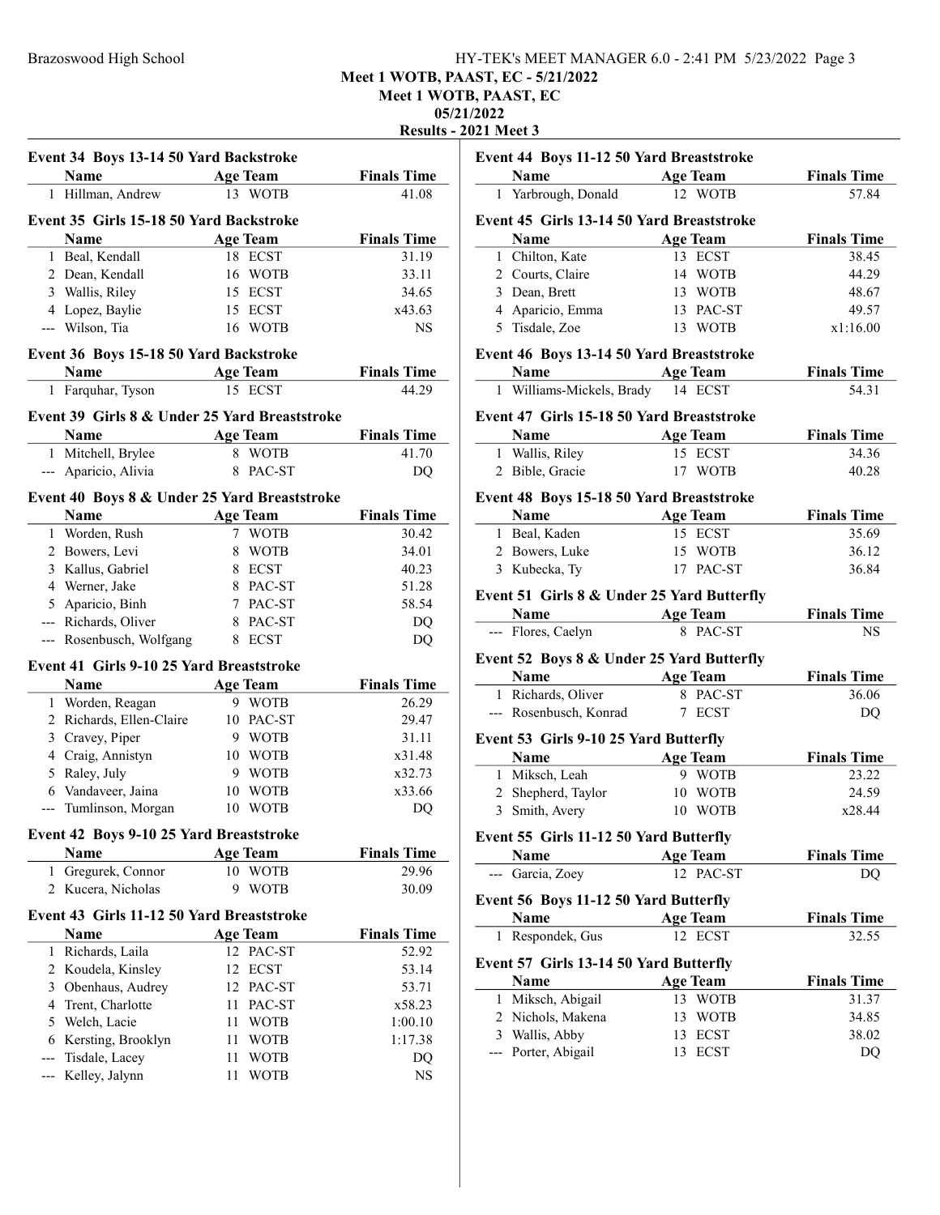Meet 1 WOTB, PAAST, EC - 5/21/2022
Meet 1 WOTB, PAAST, EC
05/21/2022
**Results - 2021 Meet 3**

### Event 34 Boys 13-14 50 Yard Backstroke

| | Name | Age | Team | Finals Time |
|---|---|---|---|---|
| 1 | Hillman, Andrew | 13 | WOTB | 41.08 |

### Event 35 Girls 15-18 50 Yard Backstroke

| | Name | Age | Team | Finals Time |
|---|---|---|---|---|
| 1 | Beal, Kendall | 18 | ECST | 31.19 |
| 2 | Dean, Kendall | 16 | WOTB | 33.11 |
| 3 | Wallis, Riley | 15 | ECST | 34.65 |
| 4 | Lopez, Baylie | 15 | ECST | x43.63 |
| --- | Wilson, Tia | 16 | WOTB | NS |

### Event 36 Boys 15-18 50 Yard Backstroke

| | Name | Age | Team | Finals Time |
|---|---|---|---|---|
| 1 | Farquhar, Tyson | 15 | ECST | 44.29 |

### Event 39 Girls 8 & Under 25 Yard Breaststroke

| | Name | Age | Team | Finals Time |
|---|---|---|---|---|
| 1 | Mitchell, Brylee | 8 | WOTB | 41.70 |
| --- | Aparicio, Alivia | 8 | PAC-ST | DQ |

### Event 40 Boys 8 & Under 25 Yard Breaststroke

| | Name | Age | Team | Finals Time |
|---|---|---|---|---|
| 1 | Worden, Rush | 7 | WOTB | 30.42 |
| 2 | Bowers, Levi | 8 | WOTB | 34.01 |
| 3 | Kallus, Gabriel | 8 | ECST | 40.23 |
| 4 | Werner, Jake | 8 | PAC-ST | 51.28 |
| 5 | Aparicio, Binh | 7 | PAC-ST | 58.54 |
| --- | Richards, Oliver | 8 | PAC-ST | DQ |
| --- | Rosenbusch, Wolfgang | 8 | ECST | DQ |

### Event 41 Girls 9-10 25 Yard Breaststroke

| | Name | Age | Team | Finals Time |
|---|---|---|---|---|
| 1 | Worden, Reagan | 9 | WOTB | 26.29 |
| 2 | Richards, Ellen-Claire | 10 | PAC-ST | 29.47 |
| 3 | Cravey, Piper | 9 | WOTB | 31.11 |
| 4 | Craig, Annistyn | 10 | WOTB | x31.48 |
| 5 | Raley, July | 9 | WOTB | x32.73 |
| 6 | Vandaveer, Jaina | 10 | WOTB | x33.66 |
| --- | Tumlinson, Morgan | 10 | WOTB | DQ |

### Event 42 Boys 9-10 25 Yard Breaststroke

| | Name | Age | Team | Finals Time |
|---|---|---|---|---|
| 1 | Gregurek, Connor | 10 | WOTB | 29.96 |
| 2 | Kucera, Nicholas | 9 | WOTB | 30.09 |

### Event 43 Girls 11-12 50 Yard Breaststroke

| | Name | Age | Team | Finals Time |
|---|---|---|---|---|
| 1 | Richards, Laila | 12 | PAC-ST | 52.92 |
| 2 | Koudela, Kinsley | 12 | ECST | 53.14 |
| 3 | Obenhaus, Audrey | 12 | PAC-ST | 53.71 |
| 4 | Trent, Charlotte | 11 | PAC-ST | x58.23 |
| 5 | Welch, Lacie | 11 | WOTB | 1:00.10 |
| 6 | Kersting, Brooklyn | 11 | WOTB | 1:17.38 |
| --- | Tisdale, Lacey | 11 | WOTB | DQ |
| --- | Kelley, Jalynn | 11 | WOTB | NS |

### Event 44 Boys 11-12 50 Yard Breaststroke

| | Name | Age | Team | Finals Time |
|---|---|---|---|---|
| 1 | Yarbrough, Donald | 12 | WOTB | 57.84 |

### Event 45 Girls 13-14 50 Yard Breaststroke

| | Name | Age | Team | Finals Time |
|---|---|---|---|---|
| 1 | Chilton, Kate | 13 | ECST | 38.45 |
| 2 | Courts, Claire | 14 | WOTB | 44.29 |
| 3 | Dean, Brett | 13 | WOTB | 48.67 |
| 4 | Aparicio, Emma | 13 | PAC-ST | 49.57 |
| 5 | Tisdale, Zoe | 13 | WOTB | x1:16.00 |

### Event 46 Boys 13-14 50 Yard Breaststroke

| | Name | Age | Team | Finals Time |
|---|---|---|---|---|
| 1 | Williams-Mickels, Brady | 14 | ECST | 54.31 |

### Event 47 Girls 15-18 50 Yard Breaststroke

| | Name | Age | Team | Finals Time |
|---|---|---|---|---|
| 1 | Wallis, Riley | 15 | ECST | 34.36 |
| 2 | Bible, Gracie | 17 | WOTB | 40.28 |

### Event 48 Boys 15-18 50 Yard Breaststroke

| | Name | Age | Team | Finals Time |
|---|---|---|---|---|
| 1 | Beal, Kaden | 15 | ECST | 35.69 |
| 2 | Bowers, Luke | 15 | WOTB | 36.12 |
| 3 | Kubecka, Ty | 17 | PAC-ST | 36.84 |

### Event 51 Girls 8 & Under 25 Yard Butterfly

| | Name | Age | Team | Finals Time |
|---|---|---|---|---|
| --- | Flores, Caelyn | 8 | PAC-ST | NS |

### Event 52 Boys 8 & Under 25 Yard Butterfly

| | Name | Age | Team | Finals Time |
|---|---|---|---|---|
| 1 | Richards, Oliver | 8 | PAC-ST | 36.06 |
| --- | Rosenbusch, Konrad | 7 | ECST | DQ |

### Event 53 Girls 9-10 25 Yard Butterfly

| | Name | Age | Team | Finals Time |
|---|---|---|---|---|
| 1 | Miksch, Leah | 9 | WOTB | 23.22 |
| 2 | Shepherd, Taylor | 10 | WOTB | 24.59 |
| 3 | Smith, Avery | 10 | WOTB | x28.44 |

### Event 55 Girls 11-12 50 Yard Butterfly

| | Name | Age | Team | Finals Time |
|---|---|---|---|---|
| --- | Garcia, Zoey | 12 | PAC-ST | DQ |

### Event 56 Boys 11-12 50 Yard Butterfly

| | Name | Age | Team | Finals Time |
|---|---|---|---|---|
| 1 | Respondek, Gus | 12 | ECST | 32.55 |

### Event 57 Girls 13-14 50 Yard Butterfly

| | Name | Age | Team | Finals Time |
|---|---|---|---|---|
| 1 | Miksch, Abigail | 13 | WOTB | 31.37 |
| 2 | Nichols, Makena | 13 | WOTB | 34.85 |
| 3 | Wallis, Abby | 13 | ECST | 38.02 |
| --- | Porter, Abigail | 13 | ECST | DQ |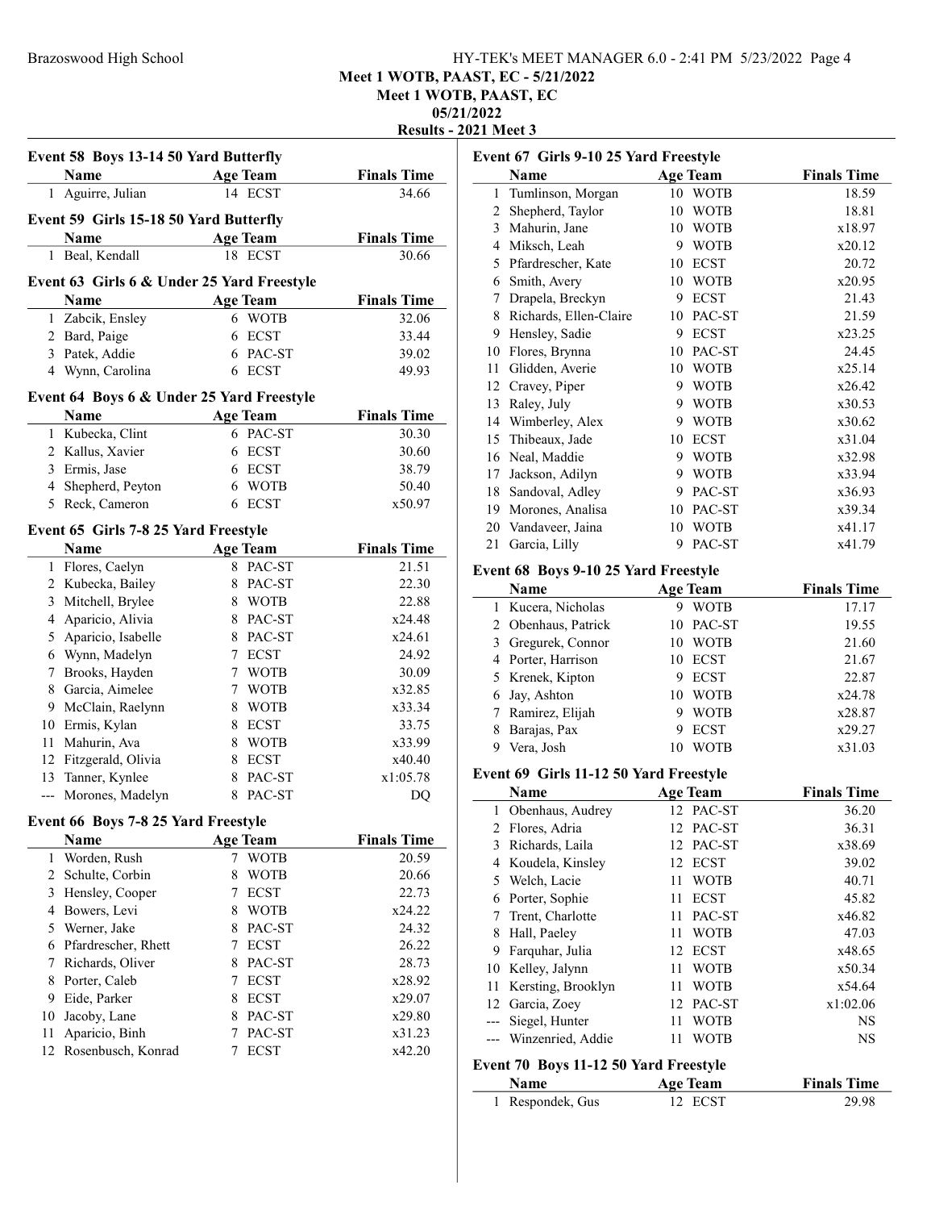Meet 1 WOTB, PAAST, EC - 5/21/2022

Meet 1 WOTB, PAAST, EC

05/21/2022

**Results - 2021 Meet 3**

### Event 58 Boys 13-14 50 Yard Butterfly

| | Name | Age | Team | Finals Time |
|---|---|---|---|---|
| 1 | Aguirre, Julian | 14 | ECST | 34.66 |

### Event 59 Girls 15-18 50 Yard Butterfly

| | Name | Age | Team | Finals Time |
|---|---|---|---|---|
| 1 | Beal, Kendall | 18 | ECST | 30.66 |

### Event 63 Girls 6 & Under 25 Yard Freestyle

| | Name | Age | Team | Finals Time |
|---|---|---|---|---|
| 1 | Zabcik, Ensley | 6 | WOTB | 32.06 |
| 2 | Bard, Paige | 6 | ECST | 33.44 |
| 3 | Patek, Addie | 6 | PAC-ST | 39.02 |
| 4 | Wynn, Carolina | 6 | ECST | 49.93 |

### Event 64 Boys 6 & Under 25 Yard Freestyle

| | Name | Age | Team | Finals Time |
|---|---|---|---|---|
| 1 | Kubecka, Clint | 6 | PAC-ST | 30.30 |
| 2 | Kallus, Xavier | 6 | ECST | 30.60 |
| 3 | Ermis, Jase | 6 | ECST | 38.79 |
| 4 | Shepherd, Peyton | 6 | WOTB | 50.40 |
| 5 | Reck, Cameron | 6 | ECST | x50.97 |

### Event 65 Girls 7-8 25 Yard Freestyle

| | Name | Age | Team | Finals Time |
|---|---|---|---|---|
| 1 | Flores, Caelyn | 8 | PAC-ST | 21.51 |
| 2 | Kubecka, Bailey | 8 | PAC-ST | 22.30 |
| 3 | Mitchell, Brylee | 8 | WOTB | 22.88 |
| 4 | Aparicio, Alivia | 8 | PAC-ST | x24.48 |
| 5 | Aparicio, Isabelle | 8 | PAC-ST | x24.61 |
| 6 | Wynn, Madelyn | 7 | ECST | 24.92 |
| 7 | Brooks, Hayden | 7 | WOTB | 30.09 |
| 8 | Garcia, Aimelee | 7 | WOTB | x32.85 |
| 9 | McClain, Raelynn | 8 | WOTB | x33.34 |
| 10 | Ermis, Kylan | 8 | ECST | 33.75 |
| 11 | Mahurin, Ava | 8 | WOTB | x33.99 |
| 12 | Fitzgerald, Olivia | 8 | ECST | x40.40 |
| 13 | Tanner, Kynlee | 8 | PAC-ST | x1:05.78 |
| --- | Morones, Madelyn | 8 | PAC-ST | DQ |

### Event 66 Boys 7-8 25 Yard Freestyle

| | Name | Age | Team | Finals Time |
|---|---|---|---|---|
| 1 | Worden, Rush | 7 | WOTB | 20.59 |
| 2 | Schulte, Corbin | 8 | WOTB | 20.66 |
| 3 | Hensley, Cooper | 7 | ECST | 22.73 |
| 4 | Bowers, Levi | 8 | WOTB | x24.22 |
| 5 | Werner, Jake | 8 | PAC-ST | 24.32 |
| 6 | Pfardrescher, Rhett | 7 | ECST | 26.22 |
| 7 | Richards, Oliver | 8 | PAC-ST | 28.73 |
| 8 | Porter, Caleb | 7 | ECST | x28.92 |
| 9 | Eide, Parker | 8 | ECST | x29.07 |
| 10 | Jacoby, Lane | 8 | PAC-ST | x29.80 |
| 11 | Aparicio, Binh | 7 | PAC-ST | x31.23 |
| 12 | Rosenbusch, Konrad | 7 | ECST | x42.20 |

### Event 67 Girls 9-10 25 Yard Freestyle

| | Name | Age | Team | Finals Time |
|---|---|---|---|---|
| 1 | Tumlinson, Morgan | 10 | WOTB | 18.59 |
| 2 | Shepherd, Taylor | 10 | WOTB | 18.81 |
| 3 | Mahurin, Jane | 10 | WOTB | x18.97 |
| 4 | Miksch, Leah | 9 | WOTB | x20.12 |
| 5 | Pfardrescher, Kate | 10 | ECST | 20.72 |
| 6 | Smith, Avery | 10 | WOTB | x20.95 |
| 7 | Drapela, Breckyn | 9 | ECST | 21.43 |
| 8 | Richards, Ellen-Claire | 10 | PAC-ST | 21.59 |
| 9 | Hensley, Sadie | 9 | ECST | x23.25 |
| 10 | Flores, Brynna | 10 | PAC-ST | 24.45 |
| 11 | Glidden, Averie | 10 | WOTB | x25.14 |
| 12 | Cravey, Piper | 9 | WOTB | x26.42 |
| 13 | Raley, July | 9 | WOTB | x30.53 |
| 14 | Wimberley, Alex | 9 | WOTB | x30.62 |
| 15 | Thibeaux, Jade | 10 | ECST | x31.04 |
| 16 | Neal, Maddie | 9 | WOTB | x32.98 |
| 17 | Jackson, Adilyn | 9 | WOTB | x33.94 |
| 18 | Sandoval, Adley | 9 | PAC-ST | x36.93 |
| 19 | Morones, Analisa | 10 | PAC-ST | x39.34 |
| 20 | Vandaveer, Jaina | 10 | WOTB | x41.17 |
| 21 | Garcia, Lilly | 9 | PAC-ST | x41.79 |

### Event 68 Boys 9-10 25 Yard Freestyle

| | Name | Age | Team | Finals Time |
|---|---|---|---|---|
| 1 | Kucera, Nicholas | 9 | WOTB | 17.17 |
| 2 | Obenhaus, Patrick | 10 | PAC-ST | 19.55 |
| 3 | Gregurek, Connor | 10 | WOTB | 21.60 |
| 4 | Porter, Harrison | 10 | ECST | 21.67 |
| 5 | Krenek, Kipton | 9 | ECST | 22.87 |
| 6 | Jay, Ashton | 10 | WOTB | x24.78 |
| 7 | Ramirez, Elijah | 9 | WOTB | x28.87 |
| 8 | Barajas, Pax | 9 | ECST | x29.27 |
| 9 | Vera, Josh | 10 | WOTB | x31.03 |

### Event 69 Girls 11-12 50 Yard Freestyle

| | Name | Age | Team | Finals Time |
|---|---|---|---|---|
| 1 | Obenhaus, Audrey | 12 | PAC-ST | 36.20 |
| 2 | Flores, Adria | 12 | PAC-ST | 36.31 |
| 3 | Richards, Laila | 12 | PAC-ST | x38.69 |
| 4 | Koudela, Kinsley | 12 | ECST | 39.02 |
| 5 | Welch, Lacie | 11 | WOTB | 40.71 |
| 6 | Porter, Sophie | 11 | ECST | 45.82 |
| 7 | Trent, Charlotte | 11 | PAC-ST | x46.82 |
| 8 | Hall, Paeley | 11 | WOTB | 47.03 |
| 9 | Farquhar, Julia | 12 | ECST | x48.65 |
| 10 | Kelley, Jalynn | 11 | WOTB | x50.34 |
| 11 | Kersting, Brooklyn | 11 | WOTB | x54.64 |
| 12 | Garcia, Zoey | 12 | PAC-ST | x1:02.06 |
| --- | Siegel, Hunter | 11 | WOTB | NS |
| --- | Winzenried, Addie | 11 | WOTB | NS |

### Event 70 Boys 11-12 50 Yard Freestyle

| | Name | Age | Team | Finals Time |
|---|---|---|---|---|
| 1 | Respondek, Gus | 12 | ECST | 29.98 |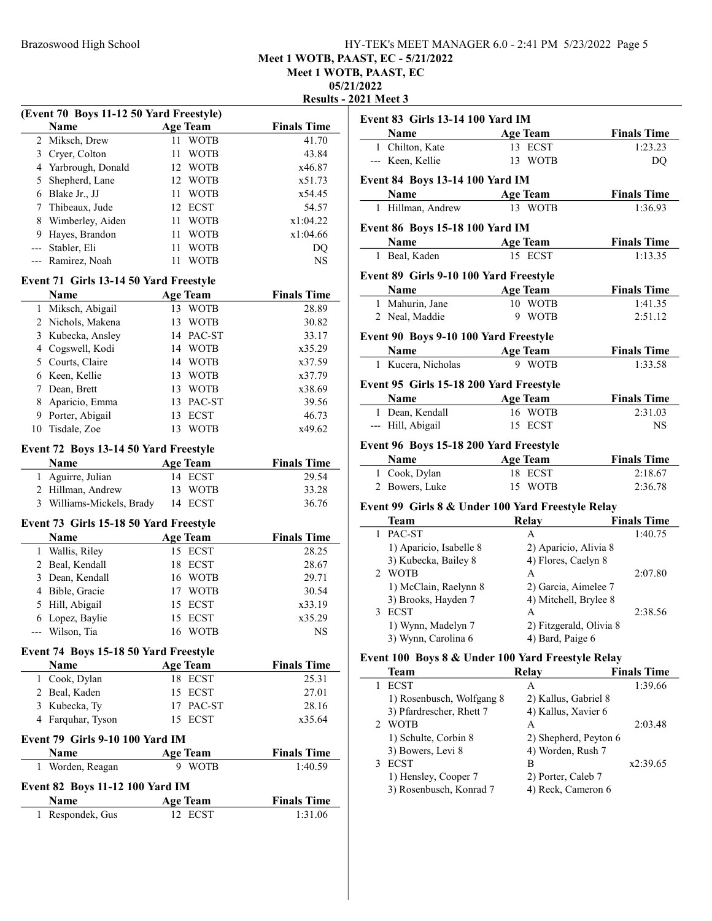Meet 1 WOTB, PAAST, EC - 5/21/2022
Meet 1 WOTB, PAAST, EC
05/21/2022
Results - 2021 Meet 3

### (Event 70 Boys 11-12 50 Yard Freestyle)

| | Name | Age | Team | Finals Time |
|---|---|---|---|---|
| 2 | Miksch, Drew | 11 | WOTB | 41.70 |
| 3 | Cryer, Colton | 11 | WOTB | 43.84 |
| 4 | Yarbrough, Donald | 12 | WOTB | x46.87 |
| 5 | Shepherd, Lane | 12 | WOTB | x51.73 |
| 6 | Blake Jr., JJ | 11 | WOTB | x54.45 |
| 7 | Thibeaux, Jude | 12 | ECST | 54.57 |
| 8 | Wimberley, Aiden | 11 | WOTB | x1:04.22 |
| 9 | Hayes, Brandon | 11 | WOTB | x1:04.66 |
| --- | Stabler, Eli | 11 | WOTB | DQ |
| --- | Ramirez, Noah | 11 | WOTB | NS |

### Event 71 Girls 13-14 50 Yard Freestyle

| | Name | Age | Team | Finals Time |
|---|---|---|---|---|
| 1 | Miksch, Abigail | 13 | WOTB | 28.89 |
| 2 | Nichols, Makena | 13 | WOTB | 30.82 |
| 3 | Kubecka, Ansley | 14 | PAC-ST | 33.17 |
| 4 | Cogswell, Kodi | 14 | WOTB | x35.29 |
| 5 | Courts, Claire | 14 | WOTB | x37.59 |
| 6 | Keen, Kellie | 13 | WOTB | x37.79 |
| 7 | Dean, Brett | 13 | WOTB | x38.69 |
| 8 | Aparicio, Emma | 13 | PAC-ST | 39.56 |
| 9 | Porter, Abigail | 13 | ECST | 46.73 |
| 10 | Tisdale, Zoe | 13 | WOTB | x49.62 |

### Event 72 Boys 13-14 50 Yard Freestyle

| | Name | Age | Team | Finals Time |
|---|---|---|---|---|
| 1 | Aguirre, Julian | 14 | ECST | 29.54 |
| 2 | Hillman, Andrew | 13 | WOTB | 33.28 |
| 3 | Williams-Mickels, Brady | 14 | ECST | 36.76 |

### Event 73 Girls 15-18 50 Yard Freestyle

| | Name | Age | Team | Finals Time |
|---|---|---|---|---|
| 1 | Wallis, Riley | 15 | ECST | 28.25 |
| 2 | Beal, Kendall | 18 | ECST | 28.67 |
| 3 | Dean, Kendall | 16 | WOTB | 29.71 |
| 4 | Bible, Gracie | 17 | WOTB | 30.54 |
| 5 | Hill, Abigail | 15 | ECST | x33.19 |
| 6 | Lopez, Baylie | 15 | ECST | x35.29 |
| --- | Wilson, Tia | 16 | WOTB | NS |

### Event 74 Boys 15-18 50 Yard Freestyle

| | Name | Age | Team | Finals Time |
|---|---|---|---|---|
| 1 | Cook, Dylan | 18 | ECST | 25.31 |
| 2 | Beal, Kaden | 15 | ECST | 27.01 |
| 3 | Kubecka, Ty | 17 | PAC-ST | 28.16 |
| 4 | Farquhar, Tyson | 15 | ECST | x35.64 |

### Event 79 Girls 9-10 100 Yard IM

| | Name | Age | Team | Finals Time |
|---|---|---|---|---|
| 1 | Worden, Reagan | 9 | WOTB | 1:40.59 |

### Event 82 Boys 11-12 100 Yard IM

| | Name | Age | Team | Finals Time |
|---|---|---|---|---|
| 1 | Respondek, Gus | 12 | ECST | 1:31.06 |

### Event 83 Girls 13-14 100 Yard IM

| | Name | Age | Team | Finals Time |
|---|---|---|---|---|
| 1 | Chilton, Kate | 13 | ECST | 1:23.23 |
| --- | Keen, Kellie | 13 | WOTB | DQ |

### Event 84 Boys 13-14 100 Yard IM

| | Name | Age | Team | Finals Time |
|---|---|---|---|---|
| 1 | Hillman, Andrew | 13 | WOTB | 1:36.93 |

### Event 86 Boys 15-18 100 Yard IM

| | Name | Age | Team | Finals Time |
|---|---|---|---|---|
| 1 | Beal, Kaden | 15 | ECST | 1:13.35 |

### Event 89 Girls 9-10 100 Yard Freestyle

| | Name | Age | Team | Finals Time |
|---|---|---|---|---|
| 1 | Mahurin, Jane | 10 | WOTB | 1:41.35 |
| 2 | Neal, Maddie | 9 | WOTB | 2:51.12 |

### Event 90 Boys 9-10 100 Yard Freestyle

| | Name | Age | Team | Finals Time |
|---|---|---|---|---|
| 1 | Kucera, Nicholas | 9 | WOTB | 1:33.58 |

### Event 95 Girls 15-18 200 Yard Freestyle

| | Name | Age | Team | Finals Time |
|---|---|---|---|---|
| 1 | Dean, Kendall | 16 | WOTB | 2:31.03 |
| --- | Hill, Abigail | 15 | ECST | NS |

### Event 96 Boys 15-18 200 Yard Freestyle

| | Name | Age | Team | Finals Time |
|---|---|---|---|---|
| 1 | Cook, Dylan | 18 | ECST | 2:18.67 |
| 2 | Bowers, Luke | 15 | WOTB | 2:36.78 |

### Event 99 Girls 8 & Under 100 Yard Freestyle Relay

| | Team | Relay | Finals Time |
|---|---|---|---|
| 1 | PAC-ST | A | 1:40.75 |
| | 1) Aparicio, Isabelle 8 | 2) Aparicio, Alivia 8 | |
| | 3) Kubecka, Bailey 8 | 4) Flores, Caelyn 8 | |
| 2 | WOTB | A | 2:07.80 |
| | 1) McClain, Raelynn 8 | 2) Garcia, Aimelee 7 | |
| | 3) Brooks, Hayden 7 | 4) Mitchell, Brylee 8 | |
| 3 | ECST | A | 2:38.56 |
| | 1) Wynn, Madelyn 7 | 2) Fitzgerald, Olivia 8 | |
| | 3) Wynn, Carolina 6 | 4) Bard, Paige 6 | |

### Event 100 Boys 8 & Under 100 Yard Freestyle Relay

| | Team | Relay | Finals Time |
|---|---|---|---|
| 1 | ECST | A | 1:39.66 |
| | 1) Rosenbusch, Wolfgang 8 | 2) Kallus, Gabriel 8 | |
| | 3) Pfardrescher, Rhett 7 | 4) Kallus, Xavier 6 | |
| 2 | WOTB | A | 2:03.48 |
| | 1) Schulte, Corbin 8 | 2) Shepherd, Peyton 6 | |
| | 3) Bowers, Levi 8 | 4) Worden, Rush 7 | |
| 3 | ECST | B | x2:39.65 |
| | 1) Hensley, Cooper 7 | 2) Porter, Caleb 7 | |
| | 3) Rosenbusch, Konrad 7 | 4) Reck, Cameron 6 | |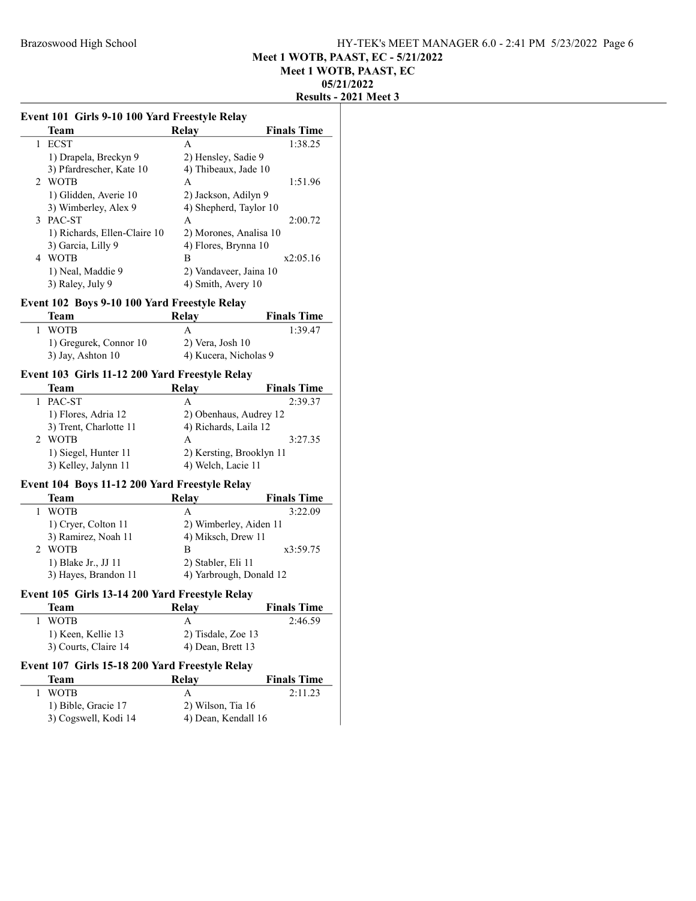Brazoswood High School

HY-TEK's MEET MANAGER 6.0 - 2:41 PM 5/23/2022 Page 6

**Meet 1 WOTB, PAAST, EC - 5/21/2022**
**Meet 1 WOTB, PAAST, EC**
**05/21/2022**
**Results - 2021 Meet 3**

### Event 101 Girls 9-10 100 Yard Freestyle Relay

| | Team | Relay | Finals Time |
|---|---|---|---|
| 1 | ECST | A | 1:38.25 |
| | 1) Drapela, Breckyn 9 | 2) Hensley, Sadie 9 | |
| | 3) Pfardrescher, Kate 10 | 4) Thibeaux, Jade 10 | |
| 2 | WOTB | A | 1:51.96 |
| | 1) Glidden, Averie 10 | 2) Jackson, Adilyn 9 | |
| | 3) Wimberley, Alex 9 | 4) Shepherd, Taylor 10 | |
| 3 | PAC-ST | A | 2:00.72 |
| | 1) Richards, Ellen-Claire 10 | 2) Morones, Analisa 10 | |
| | 3) Garcia, Lilly 9 | 4) Flores, Brynna 10 | |
| 4 | WOTB | B | x2:05.16 |
| | 1) Neal, Maddie 9 | 2) Vandaveer, Jaina 10 | |
| | 3) Raley, July 9 | 4) Smith, Avery 10 | |

### Event 102 Boys 9-10 100 Yard Freestyle Relay

| | Team | Relay | Finals Time |
|---|---|---|---|
| 1 | WOTB | A | 1:39.47 |
| | 1) Gregurek, Connor 10 | 2) Vera, Josh 10 | |
| | 3) Jay, Ashton 10 | 4) Kucera, Nicholas 9 | |

### Event 103 Girls 11-12 200 Yard Freestyle Relay

| | Team | Relay | Finals Time |
|---|---|---|---|
| 1 | PAC-ST | A | 2:39.37 |
| | 1) Flores, Adria 12 | 2) Obenhaus, Audrey 12 | |
| | 3) Trent, Charlotte 11 | 4) Richards, Laila 12 | |
| 2 | WOTB | A | 3:27.35 |
| | 1) Siegel, Hunter 11 | 2) Kersting, Brooklyn 11 | |
| | 3) Kelley, Jalynn 11 | 4) Welch, Lacie 11 | |

### Event 104 Boys 11-12 200 Yard Freestyle Relay

| | Team | Relay | Finals Time |
|---|---|---|---|
| 1 | WOTB | A | 3:22.09 |
| | 1) Cryer, Colton 11 | 2) Wimberley, Aiden 11 | |
| | 3) Ramirez, Noah 11 | 4) Miksch, Drew 11 | |
| 2 | WOTB | B | x3:59.75 |
| | 1) Blake Jr., JJ 11 | 2) Stabler, Eli 11 | |
| | 3) Hayes, Brandon 11 | 4) Yarbrough, Donald 12 | |

### Event 105 Girls 13-14 200 Yard Freestyle Relay

| | Team | Relay | Finals Time |
|---|---|---|---|
| 1 | WOTB | A | 2:46.59 |
| | 1) Keen, Kellie 13 | 2) Tisdale, Zoe 13 | |
| | 3) Courts, Claire 14 | 4) Dean, Brett 13 | |

### Event 107 Girls 15-18 200 Yard Freestyle Relay

| | Team | Relay | Finals Time |
|---|---|---|---|
| 1 | WOTB | A | 2:11.23 |
| | 1) Bible, Gracie 17 | 2) Wilson, Tia 16 | |
| | 3) Cogswell, Kodi 14 | 4) Dean, Kendall 16 | |